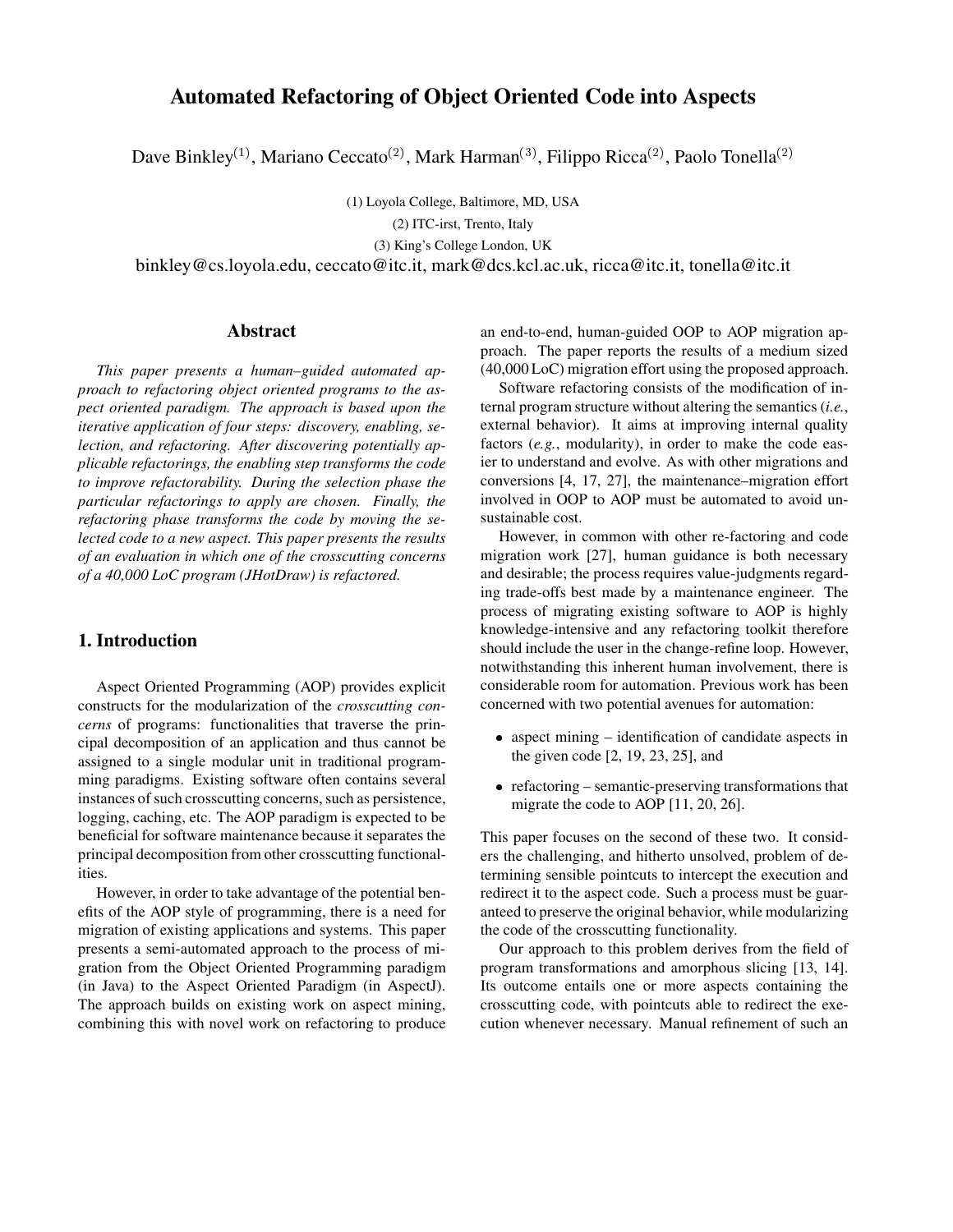# Automated Refactoring of Object Oriented Code into Aspects

Dave Binkley[1], Mariano Ceccato[2], Mark Harman[3], Filippo Ricca[2], Paolo Tonella[2]

(1) Loyola College, Baltimore, MD, USA
(2) ITC-irst, Trento, Italy
(3) King's College London, UK

binkley@cs.loyola.edu, ceccato@itc.it, mark@dcs.kcl.ac.uk, ricca@itc.it, tonella@itc.it

## Abstract

*This paper presents a human–guided automated approach to refactoring object oriented programs to the aspect oriented paradigm. The approach is based upon the iterative application of four steps: discovery, enabling, selection, and refactoring. After discovering potentially applicable refactorings, the enabling step transforms the code to improve refactorability. During the selection phase the particular refactorings to apply are chosen. Finally, the refactoring phase transforms the code by moving the selected code to a new aspect. This paper presents the results of an evaluation in which one of the crosscutting concerns of a 40,000 LoC program (JHotDraw) is refactored.*

## 1. Introduction

Aspect Oriented Programming (AOP) provides explicit constructs for the modularization of the *crosscutting concerns* of programs: functionalities that traverse the principal decomposition of an application and thus cannot be assigned to a single modular unit in traditional programming paradigms. Existing software often contains several instances of such crosscutting concerns, such as persistence, logging, caching, etc. The AOP paradigm is expected to be beneficial for software maintenance because it separates the principal decomposition from other crosscutting functionalities.

However, in order to take advantage of the potential benefits of the AOP style of programming, there is a need for migration of existing applications and systems. This paper presents a semi-automated approach to the process of migration from the Object Oriented Programming paradigm (in Java) to the Aspect Oriented Paradigm (in AspectJ). The approach builds on existing work on aspect mining, combining this with novel work on refactoring to produce an end-to-end, human-guided OOP to AOP migration approach. The paper reports the results of a medium sized (40,000 LoC) migration effort using the proposed approach.

Software refactoring consists of the modification of internal program structure without altering the semantics (*i.e.*, external behavior). It aims at improving internal quality factors (*e.g.*, modularity), in order to make the code easier to understand and evolve. As with other migrations and conversions [4, 17, 27], the maintenance–migration effort involved in OOP to AOP must be automated to avoid unsustainable cost.

However, in common with other re-factoring and code migration work [27], human guidance is both necessary and desirable; the process requires value-judgments regarding trade-offs best made by a maintenance engineer. The process of migrating existing software to AOP is highly knowledge-intensive and any refactoring toolkit therefore should include the user in the change-refine loop. However, notwithstanding this inherent human involvement, there is considerable room for automation. Previous work has been concerned with two potential avenues for automation:

- aspect mining – identification of candidate aspects in the given code [2, 19, 23, 25], and
- refactoring – semantic-preserving transformations that migrate the code to AOP [11, 20, 26].

This paper focuses on the second of these two. It considers the challenging, and hitherto unsolved, problem of determining sensible pointcuts to intercept the execution and redirect it to the aspect code. Such a process must be guaranteed to preserve the original behavior, while modularizing the code of the crosscutting functionality.

Our approach to this problem derives from the field of program transformations and amorphous slicing [13, 14]. Its outcome entails one or more aspects containing the crosscutting code, with pointcuts able to redirect the execution whenever necessary. Manual refinement of such an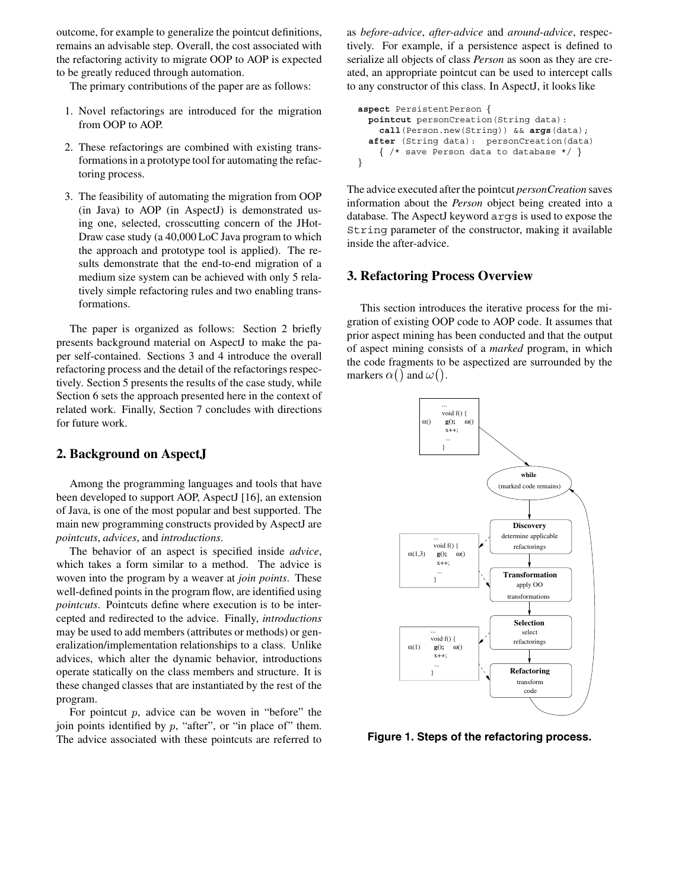outcome, for example to generalize the pointcut definitions, remains an advisable step. Overall, the cost associated with the refactoring activity to migrate OOP to AOP is expected to be greatly reduced through automation.

The primary contributions of the paper are as follows:

1. Novel refactorings are introduced for the migration from OOP to AOP.
2. These refactorings are combined with existing transformations in a prototype tool for automating the refactoring process.
3. The feasibility of automating the migration from OOP (in Java) to AOP (in AspectJ) is demonstrated using one, selected, crosscutting concern of the JHotDraw case study (a 40,000 LoC Java program to which the approach and prototype tool is applied). The results demonstrate that the end-to-end migration of a medium size system can be achieved with only 5 relatively simple refactoring rules and two enabling transformations.

The paper is organized as follows: Section 2 briefly presents background material on AspectJ to make the paper self-contained. Sections 3 and 4 introduce the overall refactoring process and the detail of the refactorings respectively. Section 5 presents the results of the case study, while Section 6 sets the approach presented here in the context of related work. Finally, Section 7 concludes with directions for future work.

## 2. Background on AspectJ

Among the programming languages and tools that have been developed to support AOP, AspectJ [16], an extension of Java, is one of the most popular and best supported. The main new programming constructs provided by AspectJ are *pointcuts*, *advices*, and *introductions*.

The behavior of an aspect is specified inside *advice*, which takes a form similar to a method. The advice is woven into the program by a weaver at *join points*. These well-defined points in the program flow, are identified using *pointcuts*. Pointcuts define where execution is to be intercepted and redirected to the advice. Finally, *introductions* may be used to add members (attributes or methods) or generalization/implementation relationships to a class. Unlike advices, which alter the dynamic behavior, introductions operate statically on the class members and structure. It is these changed classes that are instantiated by the rest of the program.

For pointcut $p$, advice can be woven in "before" the join points identified by $p$, "after", or "in place of" them. The advice associated with these pointcuts are referred to as *before-advice*, *after-advice* and *around-advice*, respectively. For example, if a persistence aspect is defined to serialize all objects of class *Person* as soon as they are created, an appropriate pointcut can be used to intercept calls to any constructor of this class. In AspectJ, it looks like

```
aspect PersistentPerson {
  pointcut personCreation(String data):
    call(Person.new(String)) && args(data);
  after (String data):  personCreation(data)
    { /* save Person data to database */ }
}
```

The advice executed after the pointcut *personCreation* saves information about the *Person* object being created into a database. The AspectJ keyword `args` is used to expose the `String` parameter of the constructor, making it available inside the after-advice.

## 3. Refactoring Process Overview

This section introduces the iterative process for the migration of existing OOP code to AOP code. It assumes that prior aspect mining has been conducted and that the output of aspect mining consists of a *marked* program, in which the code fragments to be aspectized are surrounded by the markers $\alpha()$ and $\omega()$.

**Figure 1. Steps of the refactoring process.**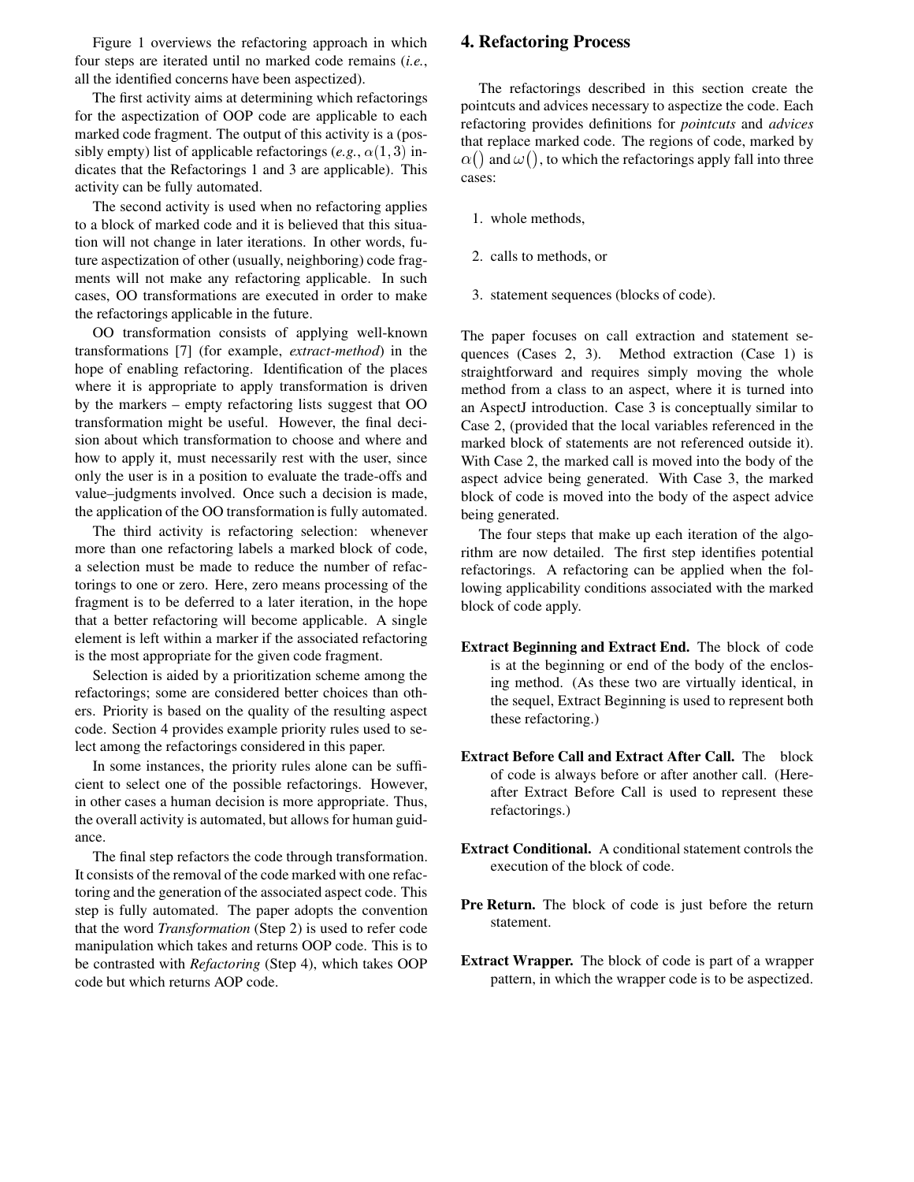Figure 1 overviews the refactoring approach in which four steps are iterated until no marked code remains (*i.e.*, all the identified concerns have been aspectized).

The first activity aims at determining which refactorings for the aspectization of OOP code are applicable to each marked code fragment. The output of this activity is a (possibly empty) list of applicable refactorings (*e.g.*, $\alpha(1, 3)$ indicates that the Refactorings 1 and 3 are applicable). This activity can be fully automated.

The second activity is used when no refactoring applies to a block of marked code and it is believed that this situation will not change in later iterations. In other words, future aspectization of other (usually, neighboring) code fragments will not make any refactoring applicable. In such cases, OO transformations are executed in order to make the refactorings applicable in the future.

OO transformation consists of applying well-known transformations [7] (for example, *extract-method*) in the hope of enabling refactoring. Identification of the places where it is appropriate to apply transformation is driven by the markers – empty refactoring lists suggest that OO transformation might be useful. However, the final decision about which transformation to choose and where and how to apply it, must necessarily rest with the user, since only the user is in a position to evaluate the trade-offs and value–judgments involved. Once such a decision is made, the application of the OO transformation is fully automated.

The third activity is refactoring selection: whenever more than one refactoring labels a marked block of code, a selection must be made to reduce the number of refactorings to one or zero. Here, zero means processing of the fragment is to be deferred to a later iteration, in the hope that a better refactoring will become applicable. A single element is left within a marker if the associated refactoring is the most appropriate for the given code fragment.

Selection is aided by a prioritization scheme among the refactorings; some are considered better choices than others. Priority is based on the quality of the resulting aspect code. Section 4 provides example priority rules used to select among the refactorings considered in this paper.

In some instances, the priority rules alone can be sufficient to select one of the possible refactorings. However, in other cases a human decision is more appropriate. Thus, the overall activity is automated, but allows for human guidance.

The final step refactors the code through transformation. It consists of the removal of the code marked with one refactoring and the generation of the associated aspect code. This step is fully automated. The paper adopts the convention that the word *Transformation* (Step 2) is used to refer code manipulation which takes and returns OOP code. This is to be contrasted with *Refactoring* (Step 4), which takes OOP code but which returns AOP code.

## 4. Refactoring Process

The refactorings described in this section create the pointcuts and advices necessary to aspectize the code. Each refactoring provides definitions for *pointcuts* and *advices* that replace marked code. The regions of code, marked by $\alpha()$ and $\omega()$, to which the refactorings apply fall into three cases:

1. whole methods,
2. calls to methods, or
3. statement sequences (blocks of code).

The paper focuses on call extraction and statement sequences (Cases 2, 3). Method extraction (Case 1) is straightforward and requires simply moving the whole method from a class to an aspect, where it is turned into an AspectJ introduction. Case 3 is conceptually similar to Case 2, (provided that the local variables referenced in the marked block of statements are not referenced outside it). With Case 2, the marked call is moved into the body of the aspect advice being generated. With Case 3, the marked block of code is moved into the body of the aspect advice being generated.

The four steps that make up each iteration of the algorithm are now detailed. The first step identifies potential refactorings. A refactoring can be applied when the following applicability conditions associated with the marked block of code apply.

**Extract Beginning and Extract End.** The block of code is at the beginning or end of the body of the enclosing method. (As these two are virtually identical, in the sequel, Extract Beginning is used to represent both these refactoring.)

**Extract Before Call and Extract After Call.** The block of code is always before or after another call. (Hereafter Extract Before Call is used to represent these refactorings.)

**Extract Conditional.** A conditional statement controls the execution of the block of code.

**Pre Return.** The block of code is just before the return statement.

**Extract Wrapper.** The block of code is part of a wrapper pattern, in which the wrapper code is to be aspectized.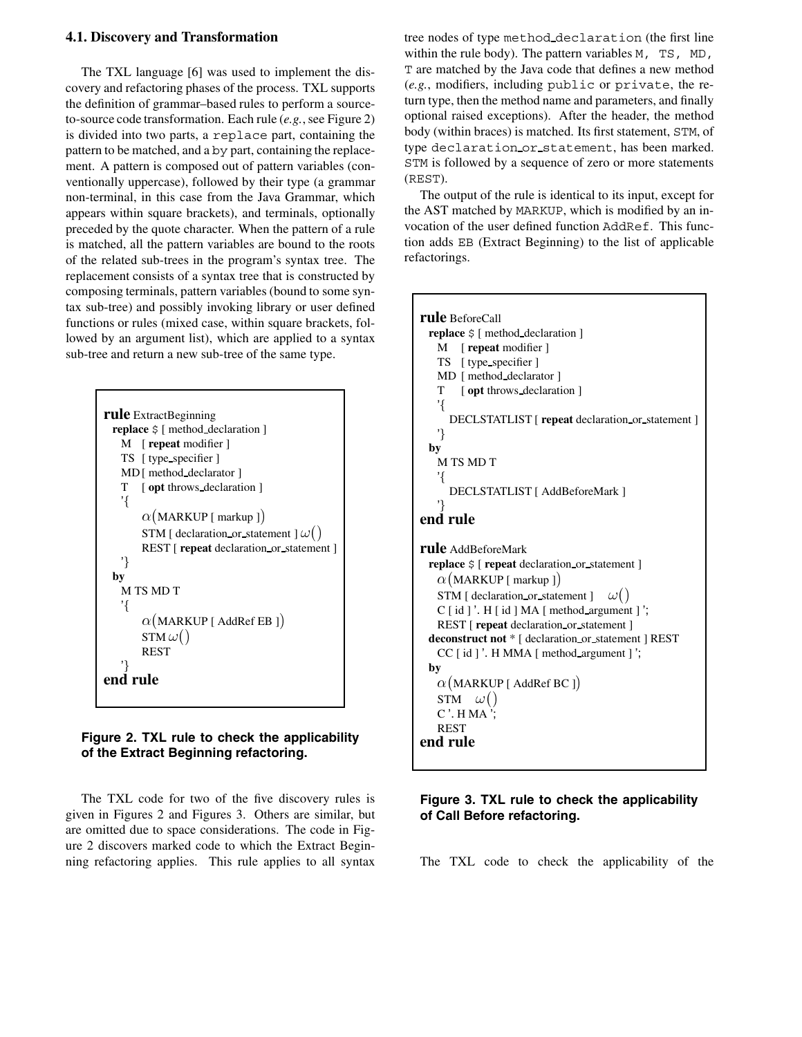### 4.1. Discovery and Transformation

The TXL language [6] was used to implement the discovery and refactoring phases of the process. TXL supports the definition of grammar–based rules to perform a source-to-source code transformation. Each rule (*e.g.*, see Figure 2) is divided into two parts, a `replace` part, containing the pattern to be matched, and a `by` part, containing the replacement. A pattern is composed out of pattern variables (conventionally uppercase), followed by their type (a grammar non-terminal, in this case from the Java Grammar, which appears within square brackets), and terminals, optionally preceded by the quote character. When the pattern of a rule is matched, all the pattern variables are bound to the roots of the related sub-trees in the program's syntax tree. The replacement consists of a syntax tree that is constructed by composing terminals, pattern variables (bound to some syntax sub-tree) and possibly invoking library or user defined functions or rules (mixed case, within square brackets, followed by an argument list), which are applied to a syntax sub-tree and return a new sub-tree of the same type.

```
rule ExtractBeginning
  replace $ [ method_declaration ]
    M   [ repeat modifier ]
    TS  [ type_specifier ]
    MD  [ method_declarator ]
    T   [ opt throws_declaration ]
    '{
        α(MARKUP [ markup ])
        STM [ declaration_or_statement ] ω()
        REST [ repeat declaration_or_statement ]
    '}
  by
    M TS MD T
    '{
        α(MARKUP [ AddRef EB ])
        STM ω()
        REST
    '}
end rule
```

**Figure 2. TXL rule to check the applicability of the Extract Beginning refactoring.**

The TXL code for two of the five discovery rules is given in Figures 2 and Figures 3. Others are similar, but are omitted due to space considerations. The code in Figure 2 discovers marked code to which the Extract Beginning refactoring applies. This rule applies to all syntax tree nodes of type `method_declaration` (the first line within the rule body). The pattern variables `M, TS, MD, T` are matched by the Java code that defines a new method (*e.g.*, modifiers, including `public` or `private`, the return type, then the method name and parameters, and finally optional raised exceptions). After the header, the method body (within braces) is matched. Its first statement, `STM`, of type `declaration_or_statement`, has been marked. `STM` is followed by a sequence of zero or more statements (`REST`).

The output of the rule is identical to its input, except for the AST matched by `MARKUP`, which is modified by an invocation of the user defined function `AddRef`. This function adds `EB` (Extract Beginning) to the list of applicable refactorings.

```
rule BeforeCall
  replace $ [ method_declaration ]
    M   [ repeat modifier ]
    TS  [ type_specifier ]
    MD  [ method_declarator ]
    T   [ opt throws_declaration ]
    '{
       DECLSTATLIST [ repeat declaration_or_statement ]
    '}
  by
    M TS MD T
    '{
       DECLSTATLIST [ AddBeforeMark ]
    '}
end rule

rule AddBeforeMark
  replace $ [ repeat declaration_or_statement ]
    α(MARKUP [ markup ])
    STM [ declaration_or_statement ]    ω()
    C [ id ] '. H [ id ] MA [ method_argument ] ';
    REST [ repeat declaration_or_statement ]
  deconstruct not * [ declaration_or_statement ] REST
    CC [ id ] '. H MMA [ method_argument ] ';
  by
    α(MARKUP [ AddRef BC ])
    STM   ω()
    C '. H MA ';
    REST
end rule
```

**Figure 3. TXL rule to check the applicability of Call Before refactoring.**

The TXL code to check the applicability of the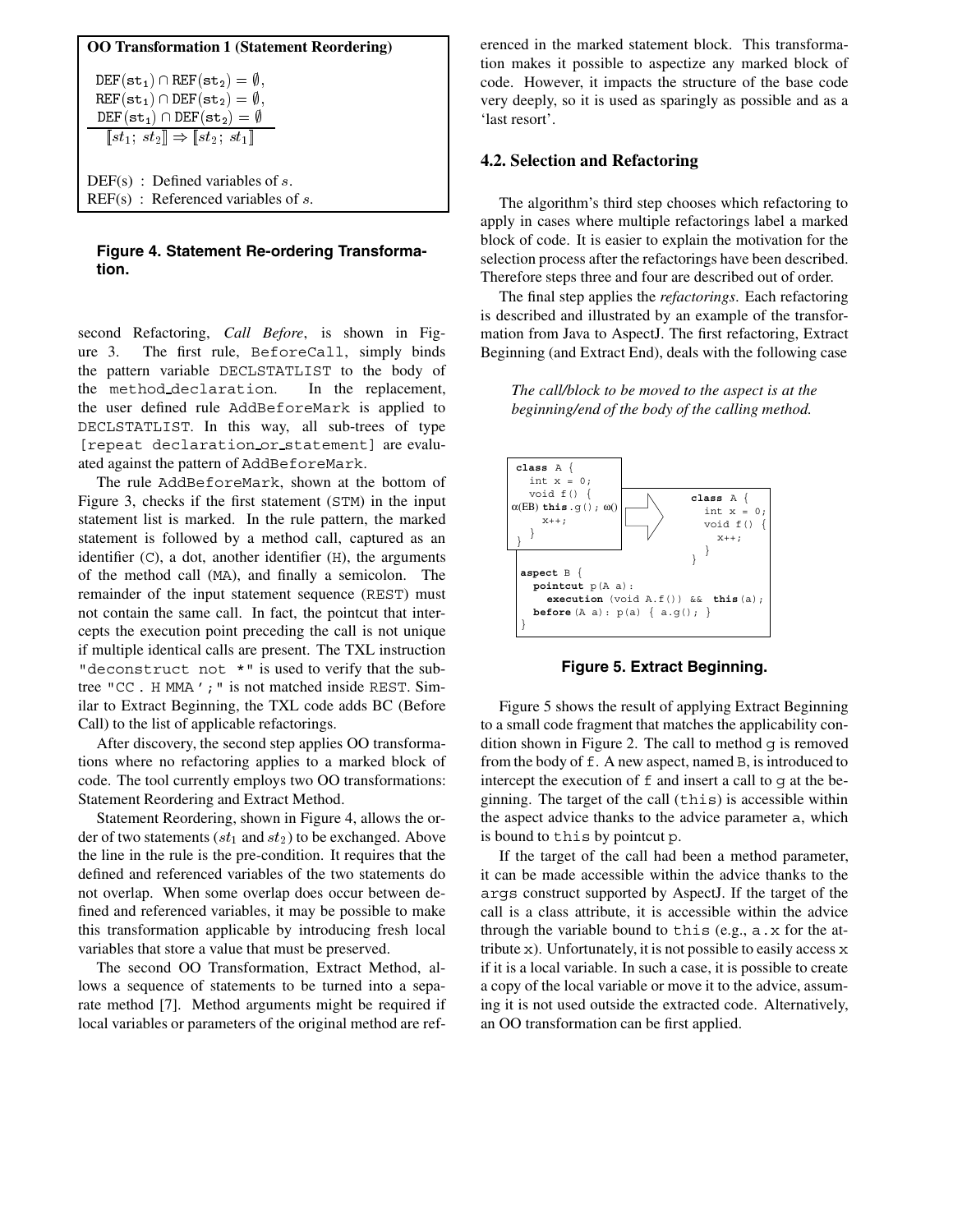**OO Transformation 1 (Statement Reordering)**

$$\frac{\mathtt{DEF}(\mathtt{st}_1) \cap \mathtt{REF}(\mathtt{st}_2) = \emptyset,\quad \mathtt{REF}(\mathtt{st}_1) \cap \mathtt{DEF}(\mathtt{st}_2) = \emptyset,\quad \mathtt{DEF}(\mathtt{st}_1) \cap \mathtt{DEF}(\mathtt{st}_2) = \emptyset}{[\![ st_1;\ st_2 ]\!] \Rightarrow [\![ st_2;\ st_1 ]\!]}$$

DEF(s) : Defined variables of $s$.
REF(s) : Referenced variables of $s$.

**Figure 4. Statement Re-ordering Transformation.**

second Refactoring, *Call Before*, is shown in Figure 3. The first rule, BeforeCall, simply binds the pattern variable DECLSTATLIST to the body of the method_declaration. In the replacement, the user defined rule AddBeforeMark is applied to DECLSTATLIST. In this way, all sub-trees of type [repeat declaration_or_statement] are evaluated against the pattern of AddBeforeMark.

The rule AddBeforeMark, shown at the bottom of Figure 3, checks if the first statement (STM) in the input statement list is marked. In the rule pattern, the marked statement is followed by a method call, captured as an identifier (C), a dot, another identifier (H), the arguments of the method call (MA), and finally a semicolon. The remainder of the input statement sequence (REST) must not contain the same call. In fact, the pointcut that intercepts the execution point preceding the call is not unique if multiple identical calls are present. The TXL instruction "deconstruct not \*" is used to verify that the subtree "CC . H MMA ';" is not matched inside REST. Similar to Extract Beginning, the TXL code adds BC (Before Call) to the list of applicable refactorings.

After discovery, the second step applies OO transformations where no refactoring applies to a marked block of code. The tool currently employs two OO transformations: Statement Reordering and Extract Method.

Statement Reordering, shown in Figure 4, allows the order of two statements ($st_1$ and $st_2$) to be exchanged. Above the line in the rule is the pre-condition. It requires that the defined and referenced variables of the two statements do not overlap. When some overlap does occur between defined and referenced variables, it may be possible to make this transformation applicable by introducing fresh local variables that store a value that must be preserved.

The second OO Transformation, Extract Method, allows a sequence of statements to be turned into a separate method [7]. Method arguments might be required if local variables or parameters of the original method are referenced in the marked statement block. This transformation makes it possible to aspectize any marked block of code. However, it impacts the structure of the base code very deeply, so it is used as sparingly as possible and as a 'last resort'.

### 4.2. Selection and Refactoring

The algorithm's third step chooses which refactoring to apply in cases where multiple refactorings label a marked block of code. It is easier to explain the motivation for the selection process after the refactorings have been described. Therefore steps three and four are described out of order.

The final step applies the *refactorings*. Each refactoring is described and illustrated by an example of the transformation from Java to AspectJ. The first refactoring, Extract Beginning (and Extract End), deals with the following case

> *The call/block to be moved to the aspect is at the beginning/end of the body of the calling method.*

```
class A {
  int x = 0;
  void f() {
α(EB) this.g(); ω()
    x++;
  }
}
```

```
class A {
  int x = 0;
  void f() {
    x++;
  }
}
```

```
aspect B {
  pointcut p(A a):
    execution (void A.f()) && this(a);
  before(A a): p(a) { a.g(); }
}
```

**Figure 5. Extract Beginning.**

Figure 5 shows the result of applying Extract Beginning to a small code fragment that matches the applicability condition shown in Figure 2. The call to method g is removed from the body of f. A new aspect, named B, is introduced to intercept the execution of f and insert a call to g at the beginning. The target of the call (this) is accessible within the aspect advice thanks to the advice parameter a, which is bound to this by pointcut p.

If the target of the call had been a method parameter, it can be made accessible within the advice thanks to the args construct supported by AspectJ. If the target of the call is a class attribute, it is accessible within the advice through the variable bound to this (e.g., a.x for the attribute x). Unfortunately, it is not possible to easily access x if it is a local variable. In such a case, it is possible to create a copy of the local variable or move it to the advice, assuming it is not used outside the extracted code. Alternatively, an OO transformation can be first applied.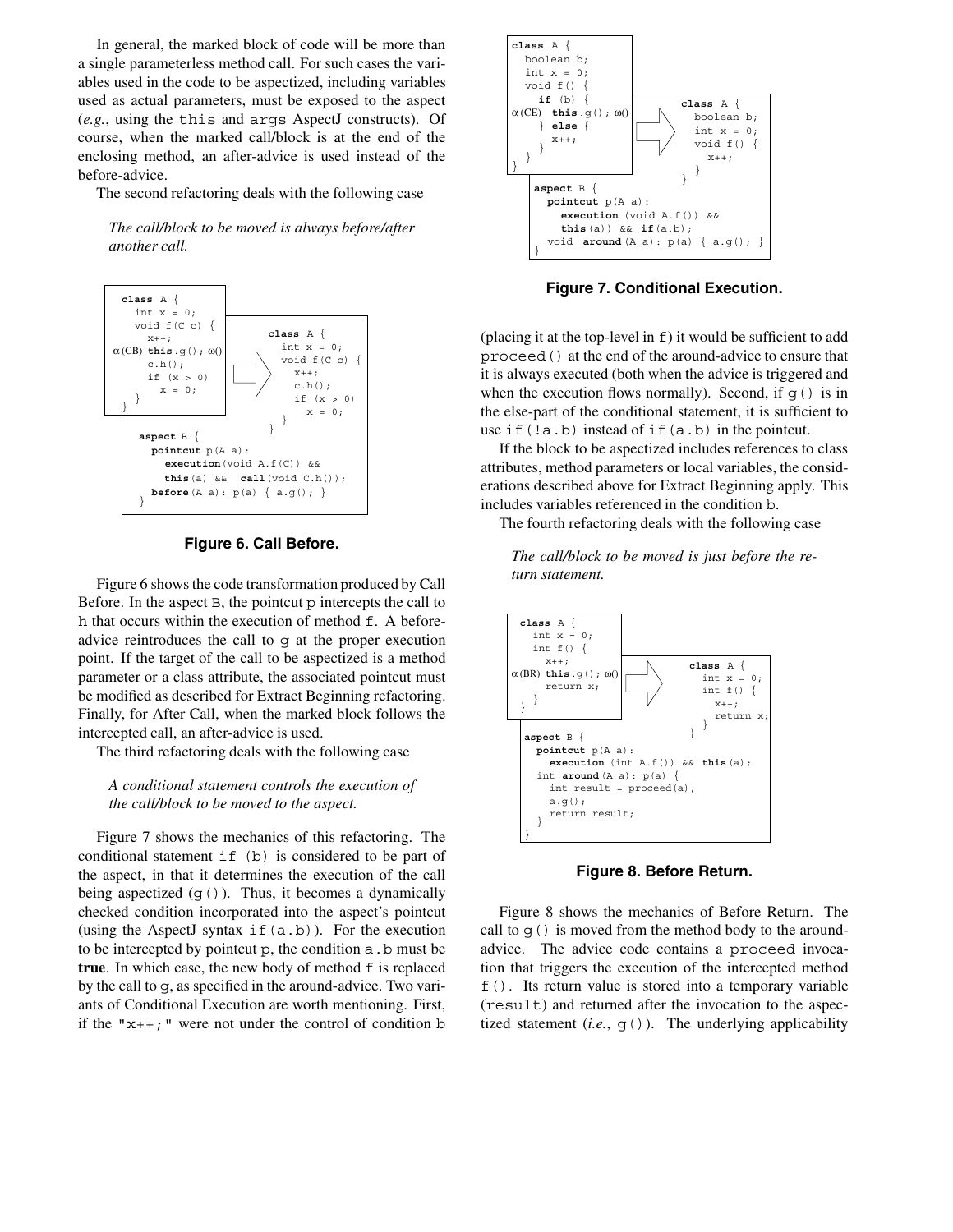In general, the marked block of code will be more than a single parameterless method call. For such cases the variables used in the code to be aspectized, including variables used as actual parameters, must be exposed to the aspect (*e.g.*, using the `this` and `args` AspectJ constructs). Of course, when the marked call/block is at the end of the enclosing method, an after-advice is used instead of the before-advice.

The second refactoring deals with the following case

*The call/block to be moved is always before/after another call.*

```
class A {
  int x = 0;
  void f(C c) {
    x++;
α(CB) this.g(); ω()
    c.h();
    if (x > 0)
      x = 0;
  }
}
```

```
class A {
  int x = 0;
  void f(C c) {
    x++;
    c.h();
    if (x > 0)
      x = 0;
  }
}
aspect B {
  pointcut p(A a):
    execution(void A.f(C)) &&
    this(a) && call(void C.h());
  before(A a): p(a) { a.g(); }
}
```

**Figure 6. Call Before.**

Figure 6 shows the code transformation produced by Call Before. In the aspect B, the pointcut p intercepts the call to h that occurs within the execution of method f. A before-advice reintroduces the call to g at the proper execution point. If the target of the call to be aspectized is a method parameter or a class attribute, the associated pointcut must be modified as described for Extract Beginning refactoring. Finally, for After Call, when the marked block follows the intercepted call, an after-advice is used.

The third refactoring deals with the following case

*A conditional statement controls the execution of the call/block to be moved to the aspect.*

Figure 7 shows the mechanics of this refactoring. The conditional statement `if (b)` is considered to be part of the aspect, in that it determines the execution of the call being aspectized (`g()`). Thus, it becomes a dynamically checked condition incorporated into the aspect's pointcut (using the AspectJ syntax `if(a.b)`). For the execution to be intercepted by pointcut p, the condition `a.b` must be **true**. In which case, the new body of method f is replaced by the call to g, as specified in the around-advice. Two variants of Conditional Execution are worth mentioning. First, if the `"x++;"` were not under the control of condition b

```
class A {
  boolean b;
  int x = 0;
  void f() {
    if (b) {
α(CE) this.g(); ω()
    } else {
      x++;
    }
  }
}
```

```
class A {
  boolean b;
  int x = 0;
  void f() {
    x++;
  }
}
aspect B {
  pointcut p(A a):
    execution (void A.f()) &&
    this(a)) && if(a.b);
  void around(A a): p(a) { a.g(); }
}
```

**Figure 7. Conditional Execution.**

(placing it at the top-level in f) it would be sufficient to add `proceed()` at the end of the around-advice to ensure that it is always executed (both when the advice is triggered and when the execution flows normally). Second, if `g()` is in the else-part of the conditional statement, it is sufficient to use `if(!a.b)` instead of `if(a.b)` in the pointcut.

If the block to be aspectized includes references to class attributes, method parameters or local variables, the considerations described above for Extract Beginning apply. This includes variables referenced in the condition b.

The fourth refactoring deals with the following case

*The call/block to be moved is just before the return statement.*

```
class A {
  int x = 0;
  int f() {
    x++;
α(BR) this.g(); ω()
    return x;
  }
}
```

```
class A {
  int x = 0;
  int f() {
    x++;
    return x;
  }
}
aspect B {
  pointcut p(A a):
    execution (int A.f()) && this(a);
  int around(A a): p(a) {
    int result = proceed(a);
    a.g();
    return result;
  }
}
```

**Figure 8. Before Return.**

Figure 8 shows the mechanics of Before Return. The call to `g()` is moved from the method body to the around-advice. The advice code contains a `proceed` invocation that triggers the execution of the intercepted method `f()`. Its return value is stored into a temporary variable (`result`) and returned after the invocation to the aspectized statement (*i.e.*, `g()`). The underlying applicability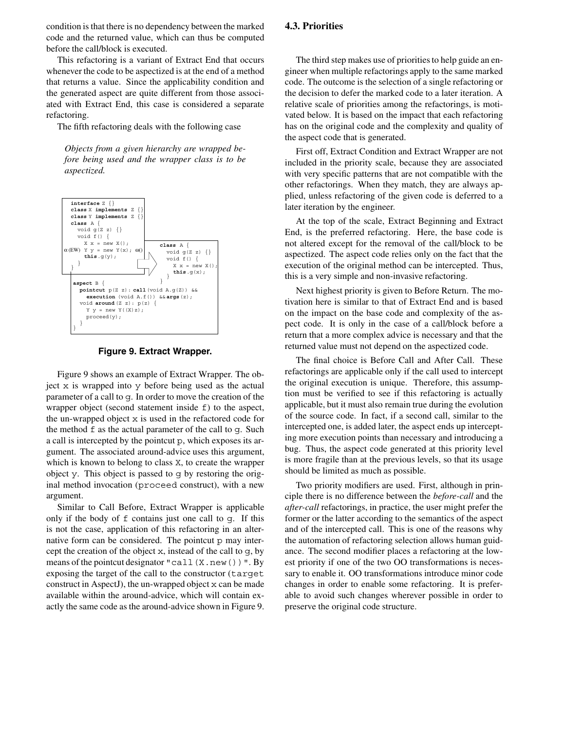condition is that there is no dependency between the marked code and the returned value, which can thus be computed before the call/block is executed.

This refactoring is a variant of Extract End that occurs whenever the code to be aspectized is at the end of a method that returns a value. Since the applicability condition and the generated aspect are quite different from those associated with Extract End, this case is considered a separate refactoring.

The fifth refactoring deals with the following case

*Objects from a given hierarchy are wrapped before being used and the wrapper class is to be aspectized.*

```
interface Z {}
class X implements Z {}
class Y implements Z {}
class A {
  void g(Z z) {}
  void f() {
    X x = new X();
α(EW) Y y = new Y(x); ω()
    this.g(y);
  }
}
```

```
class A {
  void g(Z z) {}
  void f() {
    X x = new X();
    this.g(x);
  }
}
```

```
aspect B {
  pointcut p(Z z): call(void A.g(Z)) &&
    execution (void A.f()) && args(z);
  void around(Z z): p(z) {
    Y y = new Y((X)z);
    proceed(y);
  }
}
```

**Figure 9. Extract Wrapper.**

Figure 9 shows an example of Extract Wrapper. The object x is wrapped into y before being used as the actual parameter of a call to g. In order to move the creation of the wrapper object (second statement inside f) to the aspect, the un-wrapped object x is used in the refactored code for the method f as the actual parameter of the call to g. Such a call is intercepted by the pointcut p, which exposes its argument. The associated around-advice uses this argument, which is known to belong to class X, to create the wrapper object y. This object is passed to g by restoring the original method invocation (`proceed` construct), with a new argument.

Similar to Call Before, Extract Wrapper is applicable only if the body of f contains just one call to g. If this is not the case, application of this refactoring in an alternative form can be considered. The pointcut p may intercept the creation of the object x, instead of the call to g, by means of the pointcut designator "`call(X.new())`". By exposing the target of the call to the constructor (`target` construct in AspectJ), the un-wrapped object x can be made available within the around-advice, which will contain exactly the same code as the around-advice shown in Figure 9.

### 4.3. Priorities

The third step makes use of priorities to help guide an engineer when multiple refactorings apply to the same marked code. The outcome is the selection of a single refactoring or the decision to defer the marked code to a later iteration. A relative scale of priorities among the refactorings, is motivated below. It is based on the impact that each refactoring has on the original code and the complexity and quality of the aspect code that is generated.

First off, Extract Condition and Extract Wrapper are not included in the priority scale, because they are associated with very specific patterns that are not compatible with the other refactorings. When they match, they are always applied, unless refactoring of the given code is deferred to a later iteration by the engineer.

At the top of the scale, Extract Beginning and Extract End, is the preferred refactoring. Here, the base code is not altered except for the removal of the call/block to be aspectized. The aspect code relies only on the fact that the execution of the original method can be intercepted. Thus, this is a very simple and non-invasive refactoring.

Next highest priority is given to Before Return. The motivation here is similar to that of Extract End and is based on the impact on the base code and complexity of the aspect code. It is only in the case of a call/block before a return that a more complex advice is necessary and that the returned value must not depend on the aspectized code.

The final choice is Before Call and After Call. These refactorings are applicable only if the call used to intercept the original execution is unique. Therefore, this assumption must be verified to see if this refactoring is actually applicable, but it must also remain true during the evolution of the source code. In fact, if a second call, similar to the intercepted one, is added later, the aspect ends up intercepting more execution points than necessary and introducing a bug. Thus, the aspect code generated at this priority level is more fragile than at the previous levels, so that its usage should be limited as much as possible.

Two priority modifiers are used. First, although in principle there is no difference between the *before-call* and the *after-call* refactorings, in practice, the user might prefer the former or the latter according to the semantics of the aspect and of the intercepted call. This is one of the reasons why the automation of refactoring selection allows human guidance. The second modifier places a refactoring at the lowest priority if one of the two OO transformations is necessary to enable it. OO transformations introduce minor code changes in order to enable some refactoring. It is preferable to avoid such changes wherever possible in order to preserve the original code structure.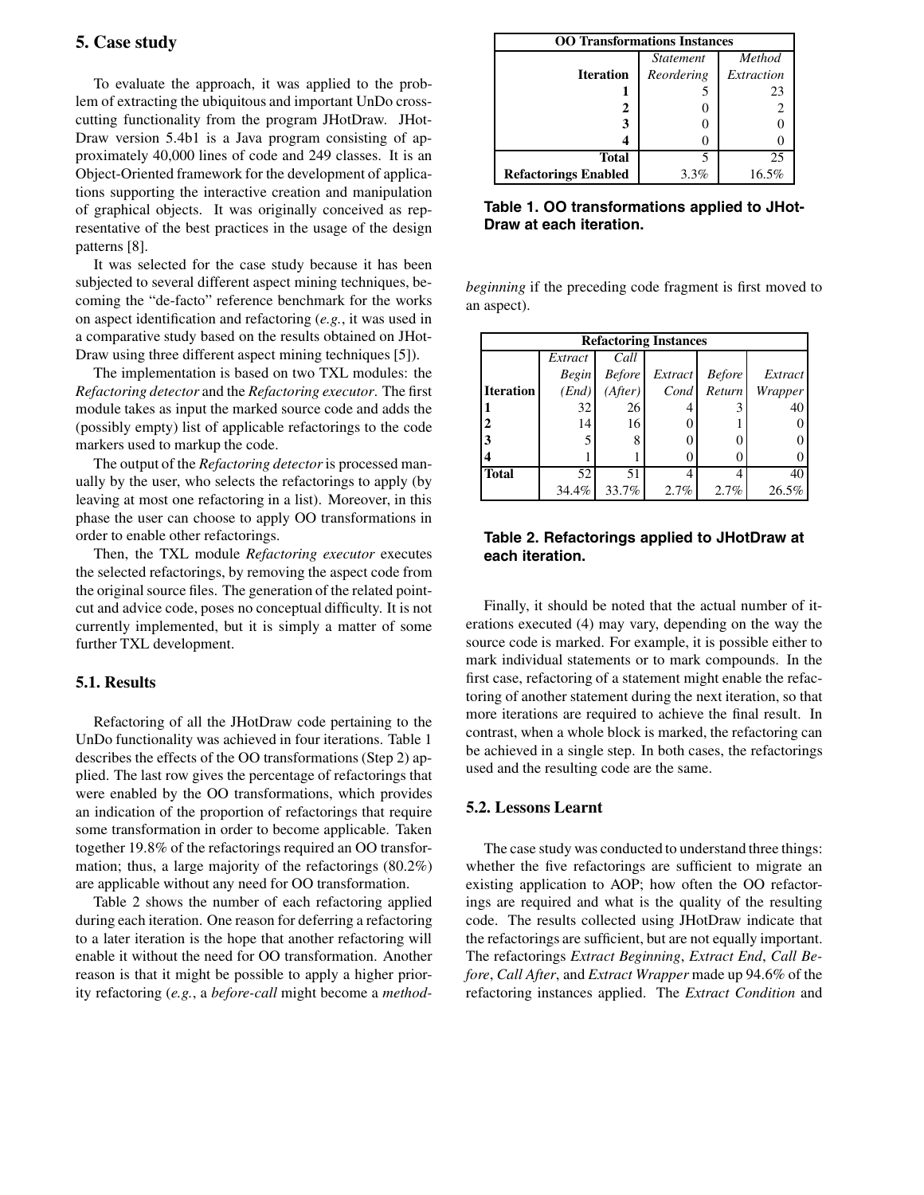## 5. Case study

To evaluate the approach, it was applied to the problem of extracting the ubiquitous and important UnDo crosscutting functionality from the program JHotDraw. JHotDraw version 5.4b1 is a Java program consisting of approximately 40,000 lines of code and 249 classes. It is an Object-Oriented framework for the development of applications supporting the interactive creation and manipulation of graphical objects. It was originally conceived as representative of the best practices in the usage of the design patterns [8].

It was selected for the case study because it has been subjected to several different aspect mining techniques, becoming the "de-facto" reference benchmark for the works on aspect identification and refactoring (*e.g.*, it was used in a comparative study based on the results obtained on JHotDraw using three different aspect mining techniques [5]).

The implementation is based on two TXL modules: the *Refactoring detector* and the *Refactoring executor*. The first module takes as input the marked source code and adds the (possibly empty) list of applicable refactorings to the code markers used to markup the code.

The output of the *Refactoring detector* is processed manually by the user, who selects the refactorings to apply (by leaving at most one refactoring in a list). Moreover, in this phase the user can choose to apply OO transformations in order to enable other refactorings.

Then, the TXL module *Refactoring executor* executes the selected refactorings, by removing the aspect code from the original source files. The generation of the related pointcut and advice code, poses no conceptual difficulty. It is not currently implemented, but it is simply a matter of some further TXL development.

### 5.1. Results

Refactoring of all the JHotDraw code pertaining to the UnDo functionality was achieved in four iterations. Table 1 describes the effects of the OO transformations (Step 2) applied. The last row gives the percentage of refactorings that were enabled by the OO transformations, which provides an indication of the proportion of refactorings that require some transformation in order to become applicable. Taken together 19.8% of the refactorings required an OO transformation; thus, a large majority of the refactorings (80.2%) are applicable without any need for OO transformation.

Table 2 shows the number of each refactoring applied during each iteration. One reason for deferring a refactoring to a later iteration is the hope that another refactoring will enable it without the need for OO transformation. Another reason is that it might be possible to apply a higher priority refactoring (*e.g.*, a *before-call* might become a *method-beginning* if the preceding code fragment is first moved to an aspect).

| **OO Transformations Instances** | | |
|---|---|---|
| **Iteration** | *Statement Reordering* | *Method Extraction* |
| **1** | 5 | 23 |
| **2** | 0 | 2 |
| **3** | 0 | 0 |
| **4** | 0 | 0 |
| **Total** | 5 | 25 |
| **Refactorings Enabled** | 3.3% | 16.5% |

**Table 1. OO transformations applied to JHotDraw at each iteration.**

| **Refactoring Instances** | | | | | |
|---|---|---|---|---|---|
| **Iteration** | *Extract Begin (End)* | *Call Before (After)* | *Extract Cond* | *Before Return* | *Extract Wrapper* |
| **1** | 32 | 26 | 4 | 3 | 40 |
| **2** | 14 | 16 | 0 | 1 | 0 |
| **3** | 5 | 8 | 0 | 0 | 0 |
| **4** | 1 | 1 | 0 | 0 | 0 |
| **Total** | 52 | 51 | 4 | 4 | 40 |
| | 34.4% | 33.7% | 2.7% | 2.7% | 26.5% |

**Table 2. Refactorings applied to JHotDraw at each iteration.**

Finally, it should be noted that the actual number of iterations executed (4) may vary, depending on the way the source code is marked. For example, it is possible either to mark individual statements or to mark compounds. In the first case, refactoring of a statement might enable the refactoring of another statement during the next iteration, so that more iterations are required to achieve the final result. In contrast, when a whole block is marked, the refactoring can be achieved in a single step. In both cases, the refactorings used and the resulting code are the same.

### 5.2. Lessons Learnt

The case study was conducted to understand three things: whether the five refactorings are sufficient to migrate an existing application to AOP; how often the OO refactorings are required and what is the quality of the resulting code. The results collected using JHotDraw indicate that the refactorings are sufficient, but are not equally important. The refactorings *Extract Beginning*, *Extract End*, *Call Before*, *Call After*, and *Extract Wrapper* made up 94.6% of the refactoring instances applied. The *Extract Condition* and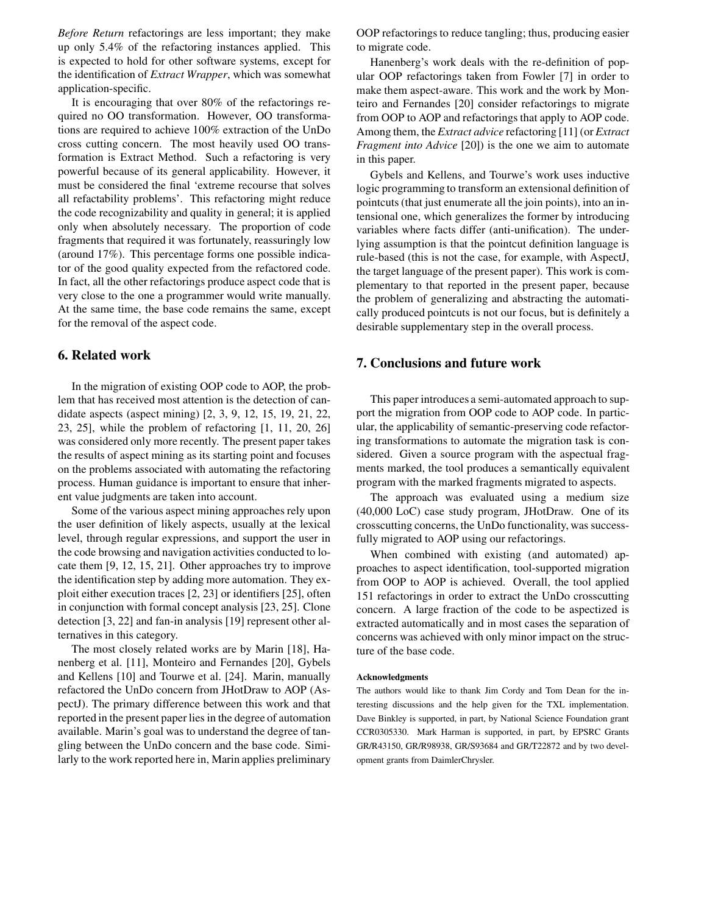*Before Return* refactorings are less important; they make up only 5.4% of the refactoring instances applied. This is expected to hold for other software systems, except for the identification of *Extract Wrapper*, which was somewhat application-specific.

It is encouraging that over 80% of the refactorings required no OO transformation. However, OO transformations are required to achieve 100% extraction of the UnDo cross cutting concern. The most heavily used OO transformation is Extract Method. Such a refactoring is very powerful because of its general applicability. However, it must be considered the final 'extreme recourse that solves all refactability problems'. This refactoring might reduce the code recognizability and quality in general; it is applied only when absolutely necessary. The proportion of code fragments that required it was fortunately, reassuringly low (around 17%). This percentage forms one possible indicator of the good quality expected from the refactored code. In fact, all the other refactorings produce aspect code that is very close to the one a programmer would write manually. At the same time, the base code remains the same, except for the removal of the aspect code.

## 6. Related work

In the migration of existing OOP code to AOP, the problem that has received most attention is the detection of candidate aspects (aspect mining) [2, 3, 9, 12, 15, 19, 21, 22, 23, 25], while the problem of refactoring [1, 11, 20, 26] was considered only more recently. The present paper takes the results of aspect mining as its starting point and focuses on the problems associated with automating the refactoring process. Human guidance is important to ensure that inherent value judgments are taken into account.

Some of the various aspect mining approaches rely upon the user definition of likely aspects, usually at the lexical level, through regular expressions, and support the user in the code browsing and navigation activities conducted to locate them [9, 12, 15, 21]. Other approaches try to improve the identification step by adding more automation. They exploit either execution traces [2, 23] or identifiers [25], often in conjunction with formal concept analysis [23, 25]. Clone detection [3, 22] and fan-in analysis [19] represent other alternatives in this category.

The most closely related works are by Marin [18], Hanenberg et al. [11], Monteiro and Fernandes [20], Gybels and Kellens [10] and Tourwe et al. [24]. Marin, manually refactored the UnDo concern from JHotDraw to AOP (AspectJ). The primary difference between this work and that reported in the present paper lies in the degree of automation available. Marin's goal was to understand the degree of tangling between the UnDo concern and the base code. Similarly to the work reported here in, Marin applies preliminary OOP refactorings to reduce tangling; thus, producing easier to migrate code.

Hanenberg's work deals with the re-definition of popular OOP refactorings taken from Fowler [7] in order to make them aspect-aware. This work and the work by Monteiro and Fernandes [20] consider refactorings to migrate from OOP to AOP and refactorings that apply to AOP code. Among them, the *Extract advice* refactoring [11] (or *Extract Fragment into Advice* [20]) is the one we aim to automate in this paper.

Gybels and Kellens, and Tourwe's work uses inductive logic programming to transform an extensional definition of pointcuts (that just enumerate all the join points), into an intensional one, which generalizes the former by introducing variables where facts differ (anti-unification). The underlying assumption is that the pointcut definition language is rule-based (this is not the case, for example, with AspectJ, the target language of the present paper). This work is complementary to that reported in the present paper, because the problem of generalizing and abstracting the automatically produced pointcuts is not our focus, but is definitely a desirable supplementary step in the overall process.

## 7. Conclusions and future work

This paper introduces a semi-automated approach to support the migration from OOP code to AOP code. In particular, the applicability of semantic-preserving code refactoring transformations to automate the migration task is considered. Given a source program with the aspectual fragments marked, the tool produces a semantically equivalent program with the marked fragments migrated to aspects.

The approach was evaluated using a medium size (40,000 LoC) case study program, JHotDraw. One of its crosscutting concerns, the UnDo functionality, was successfully migrated to AOP using our refactorings.

When combined with existing (and automated) approaches to aspect identification, tool-supported migration from OOP to AOP is achieved. Overall, the tool applied 151 refactorings in order to extract the UnDo crosscutting concern. A large fraction of the code to be aspectized is extracted automatically and in most cases the separation of concerns was achieved with only minor impact on the structure of the base code.

#### Acknowledgments

The authors would like to thank Jim Cordy and Tom Dean for the interesting discussions and the help given for the TXL implementation. Dave Binkley is supported, in part, by National Science Foundation grant CCR0305330. Mark Harman is supported, in part, by EPSRC Grants GR/R43150, GR/R98938, GR/S93684 and GR/T22872 and by two development grants from DaimlerChrysler.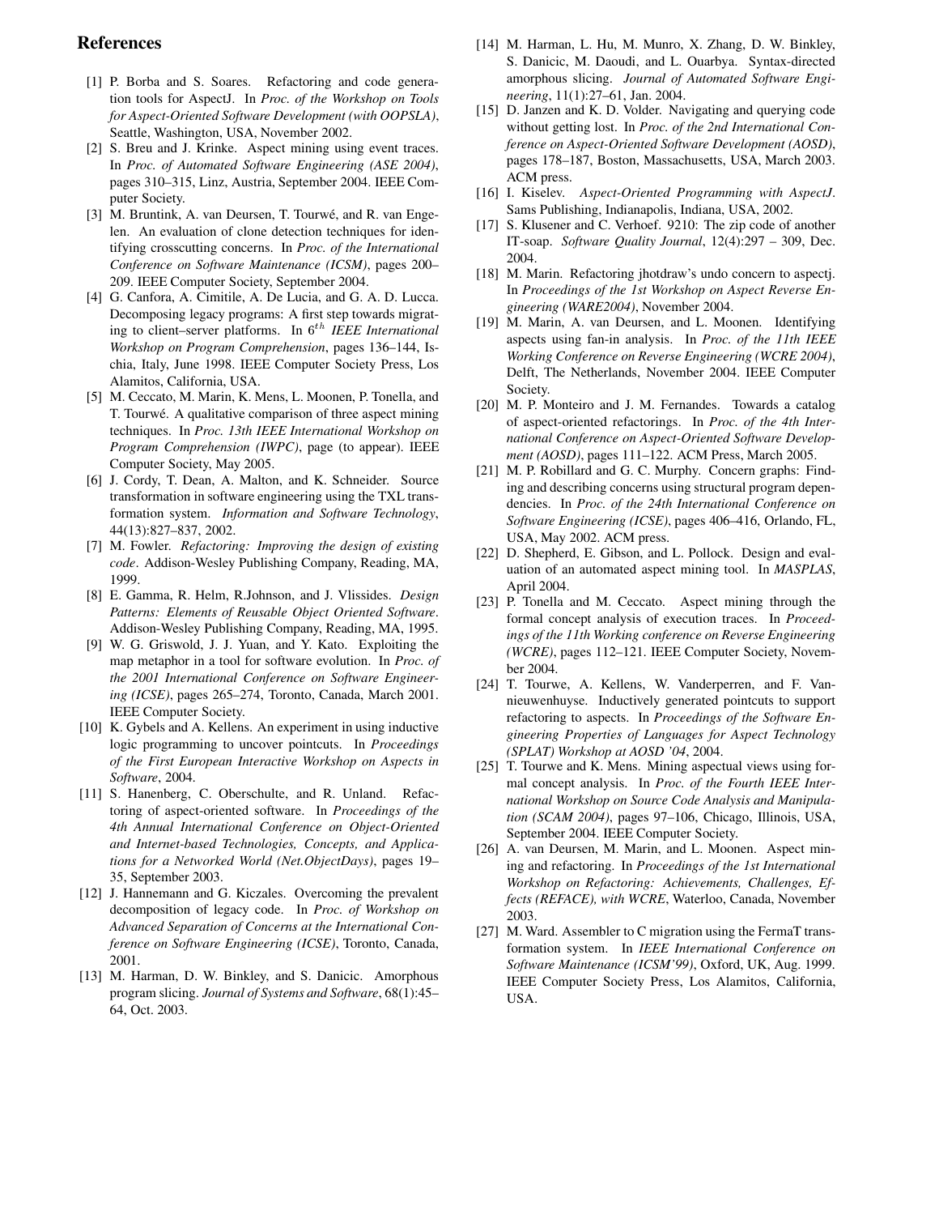## References

[1] P. Borba and S. Soares. Refactoring and code generation tools for AspectJ. In *Proc. of the Workshop on Tools for Aspect-Oriented Software Development (with OOPSLA)*, Seattle, Washington, USA, November 2002.

[2] S. Breu and J. Krinke. Aspect mining using event traces. In *Proc. of Automated Software Engineering (ASE 2004)*, pages 310–315, Linz, Austria, September 2004. IEEE Computer Society.

[3] M. Bruntink, A. van Deursen, T. Tourwé, and R. van Engelen. An evaluation of clone detection techniques for identifying crosscutting concerns. In *Proc. of the International Conference on Software Maintenance (ICSM)*, pages 200–209. IEEE Computer Society, September 2004.

[4] G. Canfora, A. Cimitile, A. De Lucia, and G. A. D. Lucca. Decomposing legacy programs: A first step towards migrating to client–server platforms. In $6^{th}$ *IEEE International Workshop on Program Comprehension*, pages 136–144, Ischia, Italy, June 1998. IEEE Computer Society Press, Los Alamitos, California, USA.

[5] M. Ceccato, M. Marin, K. Mens, L. Moonen, P. Tonella, and T. Tourwé. A qualitative comparison of three aspect mining techniques. In *Proc. 13th IEEE International Workshop on Program Comprehension (IWPC)*, page (to appear). IEEE Computer Society, May 2005.

[6] J. Cordy, T. Dean, A. Malton, and K. Schneider. Source transformation in software engineering using the TXL transformation system. *Information and Software Technology*, 44(13):827–837, 2002.

[7] M. Fowler. *Refactoring: Improving the design of existing code*. Addison-Wesley Publishing Company, Reading, MA, 1999.

[8] E. Gamma, R. Helm, R.Johnson, and J. Vlissides. *Design Patterns: Elements of Reusable Object Oriented Software*. Addison-Wesley Publishing Company, Reading, MA, 1995.

[9] W. G. Griswold, J. J. Yuan, and Y. Kato. Exploiting the map metaphor in a tool for software evolution. In *Proc. of the 2001 International Conference on Software Engineering (ICSE)*, pages 265–274, Toronto, Canada, March 2001. IEEE Computer Society.

[10] K. Gybels and A. Kellens. An experiment in using inductive logic programming to uncover pointcuts. In *Proceedings of the First European Interactive Workshop on Aspects in Software*, 2004.

[11] S. Hanenberg, C. Oberschulte, and R. Unland. Refactoring of aspect-oriented software. In *Proceedings of the 4th Annual International Conference on Object-Oriented and Internet-based Technologies, Concepts, and Applications for a Networked World (Net.ObjectDays)*, pages 19–35, September 2003.

[12] J. Hannemann and G. Kiczales. Overcoming the prevalent decomposition of legacy code. In *Proc. of Workshop on Advanced Separation of Concerns at the International Conference on Software Engineering (ICSE)*, Toronto, Canada, 2001.

[13] M. Harman, D. W. Binkley, and S. Danicic. Amorphous program slicing. *Journal of Systems and Software*, 68(1):45–64, Oct. 2003.

[14] M. Harman, L. Hu, M. Munro, X. Zhang, D. W. Binkley, S. Danicic, M. Daoudi, and L. Ouarbya. Syntax-directed amorphous slicing. *Journal of Automated Software Engineering*, 11(1):27–61, Jan. 2004.

[15] D. Janzen and K. D. Volder. Navigating and querying code without getting lost. In *Proc. of the 2nd International Conference on Aspect-Oriented Software Development (AOSD)*, pages 178–187, Boston, Massachusetts, USA, March 2003. ACM press.

[16] I. Kiselev. *Aspect-Oriented Programming with AspectJ*. Sams Publishing, Indianapolis, Indiana, USA, 2002.

[17] S. Klusener and C. Verhoef. 9210: The zip code of another IT-soap. *Software Quality Journal*, 12(4):297 – 309, Dec. 2004.

[18] M. Marin. Refactoring jhotdraw's undo concern to aspectj. In *Proceedings of the 1st Workshop on Aspect Reverse Engineering (WARE2004)*, November 2004.

[19] M. Marin, A. van Deursen, and L. Moonen. Identifying aspects using fan-in analysis. In *Proc. of the 11th IEEE Working Conference on Reverse Engineering (WCRE 2004)*, Delft, The Netherlands, November 2004. IEEE Computer Society.

[20] M. P. Monteiro and J. M. Fernandes. Towards a catalog of aspect-oriented refactorings. In *Proc. of the 4th International Conference on Aspect-Oriented Software Development (AOSD)*, pages 111–122. ACM Press, March 2005.

[21] M. P. Robillard and G. C. Murphy. Concern graphs: Finding and describing concerns using structural program dependencies. In *Proc. of the 24th International Conference on Software Engineering (ICSE)*, pages 406–416, Orlando, FL, USA, May 2002. ACM press.

[22] D. Shepherd, E. Gibson, and L. Pollock. Design and evaluation of an automated aspect mining tool. In *MASPLAS*, April 2004.

[23] P. Tonella and M. Ceccato. Aspect mining through the formal concept analysis of execution traces. In *Proceedings of the 11th Working conference on Reverse Engineering (WCRE)*, pages 112–121. IEEE Computer Society, November 2004.

[24] T. Tourwe, A. Kellens, W. Vanderperren, and F. Vannieuwenhuyse. Inductively generated pointcuts to support refactoring to aspects. In *Proceedings of the Software Engineering Properties of Languages for Aspect Technology (SPLAT) Workshop at AOSD '04*, 2004.

[25] T. Tourwe and K. Mens. Mining aspectual views using formal concept analysis. In *Proc. of the Fourth IEEE International Workshop on Source Code Analysis and Manipulation (SCAM 2004)*, pages 97–106, Chicago, Illinois, USA, September 2004. IEEE Computer Society.

[26] A. van Deursen, M. Marin, and L. Moonen. Aspect mining and refactoring. In *Proceedings of the 1st International Workshop on Refactoring: Achievements, Challenges, Effects (REFACE), with WCRE*, Waterloo, Canada, November 2003.

[27] M. Ward. Assembler to C migration using the FermaT transformation system. In *IEEE International Conference on Software Maintenance (ICSM'99)*, Oxford, UK, Aug. 1999. IEEE Computer Society Press, Los Alamitos, California, USA.